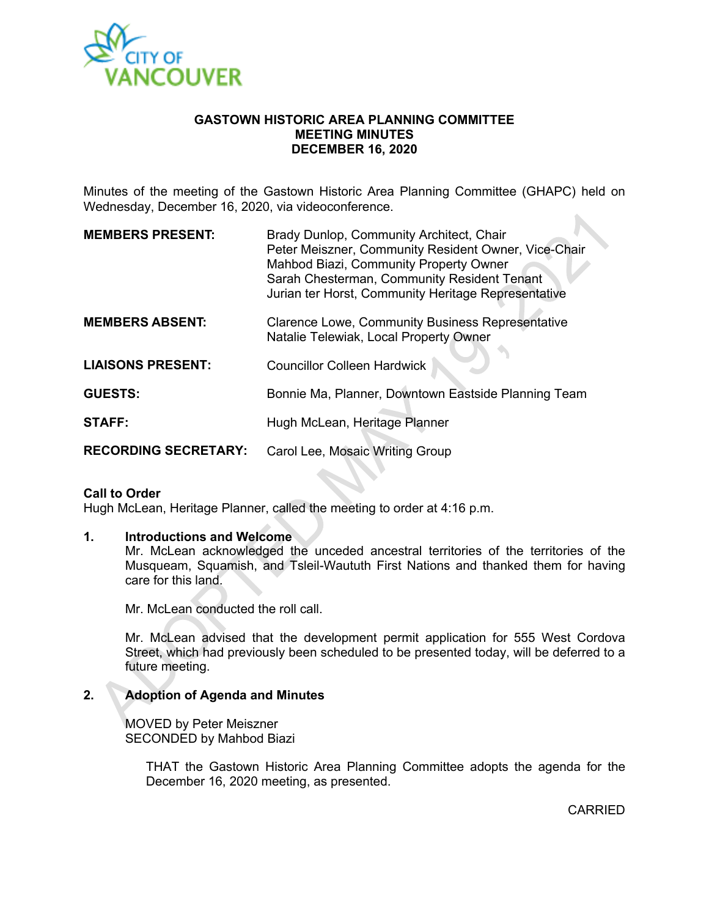**GASTOWN HISTORIC AREA PLANNING COMMITTEE**
**MEETING MINUTES**
**DECEMBER 16, 2020**

Minutes of the meeting of the Gastown Historic Area Planning Committee (GHAPC) held on Wednesday, December 16, 2020, via videoconference.

| | |
|---|---|
| **MEMBERS PRESENT:** | Brady Dunlop, Community Architect, Chair<br>Peter Meiszner, Community Resident Owner, Vice-Chair<br>Mahbod Biazi, Community Property Owner<br>Sarah Chesterman, Community Resident Tenant<br>Jurian ter Horst, Community Heritage Representative |
| **MEMBERS ABSENT:** | Clarence Lowe, Community Business Representative<br>Natalie Telewiak, Local Property Owner |
| **LIAISONS PRESENT:** | Councillor Colleen Hardwick |
| **GUESTS:** | Bonnie Ma, Planner, Downtown Eastside Planning Team |
| **STAFF:** | Hugh McLean, Heritage Planner |
| **RECORDING SECRETARY:** | Carol Lee, Mosaic Writing Group |

**Call to Order**
Hugh McLean, Heritage Planner, called the meeting to order at 4:16 p.m.

**1. Introductions and Welcome**

Mr. McLean acknowledged the unceded ancestral territories of the territories of the Musqueam, Squamish, and Tsleil-Waututh First Nations and thanked them for having care for this land.

Mr. McLean conducted the roll call.

Mr. McLean advised that the development permit application for 555 West Cordova Street, which had previously been scheduled to be presented today, will be deferred to a future meeting.

**2. Adoption of Agenda and Minutes**

MOVED by Peter Meiszner
SECONDED by Mahbod Biazi

> THAT the Gastown Historic Area Planning Committee adopts the agenda for the December 16, 2020 meeting, as presented.

CARRIED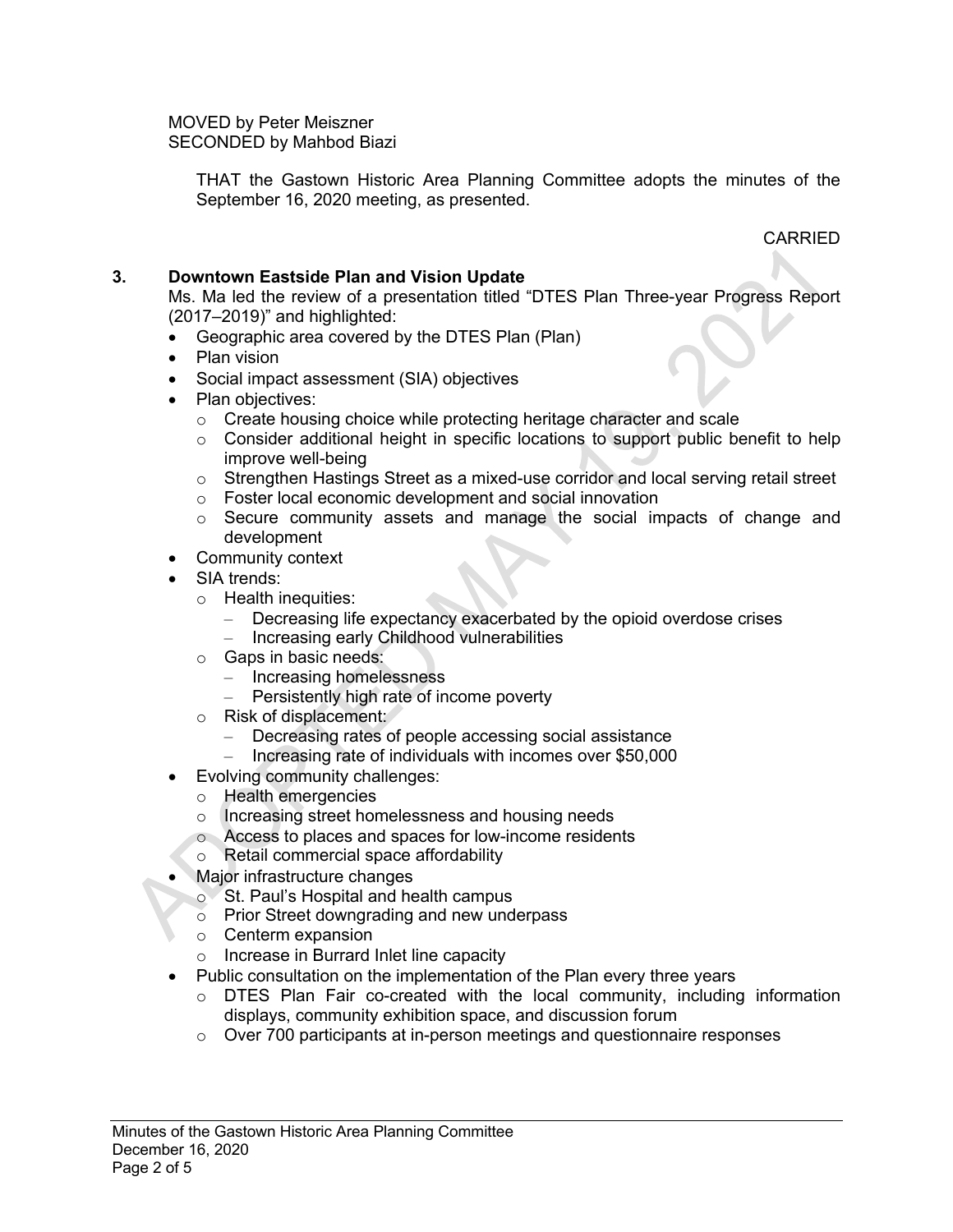MOVED by Peter Meiszner
SECONDED by Mahbod Biazi

> THAT the Gastown Historic Area Planning Committee adopts the minutes of the September 16, 2020 meeting, as presented.

CARRIED

**3. Downtown Eastside Plan and Vision Update**

Ms. Ma led the review of a presentation titled "DTES Plan Three-year Progress Report (2017–2019)" and highlighted:

- Geographic area covered by the DTES Plan (Plan)
- Plan vision
- Social impact assessment (SIA) objectives
- Plan objectives:
  - Create housing choice while protecting heritage character and scale
  - Consider additional height in specific locations to support public benefit to help improve well-being
  - Strengthen Hastings Street as a mixed-use corridor and local serving retail street
  - Foster local economic development and social innovation
  - Secure community assets and manage the social impacts of change and development
- Community context
- SIA trends:
  - Health inequities:
    - Decreasing life expectancy exacerbated by the opioid overdose crises
    - Increasing early Childhood vulnerabilities
  - Gaps in basic needs:
    - Increasing homelessness
    - Persistently high rate of income poverty
  - Risk of displacement:
    - Decreasing rates of people accessing social assistance
    - Increasing rate of individuals with incomes over $50,000
- Evolving community challenges:
  - Health emergencies
  - Increasing street homelessness and housing needs
  - Access to places and spaces for low-income residents
  - Retail commercial space affordability
- Major infrastructure changes
  - St. Paul's Hospital and health campus
  - Prior Street downgrading and new underpass
  - Centerm expansion
  - Increase in Burrard Inlet line capacity
- Public consultation on the implementation of the Plan every three years
  - DTES Plan Fair co-created with the local community, including information displays, community exhibition space, and discussion forum
  - Over 700 participants at in-person meetings and questionnaire responses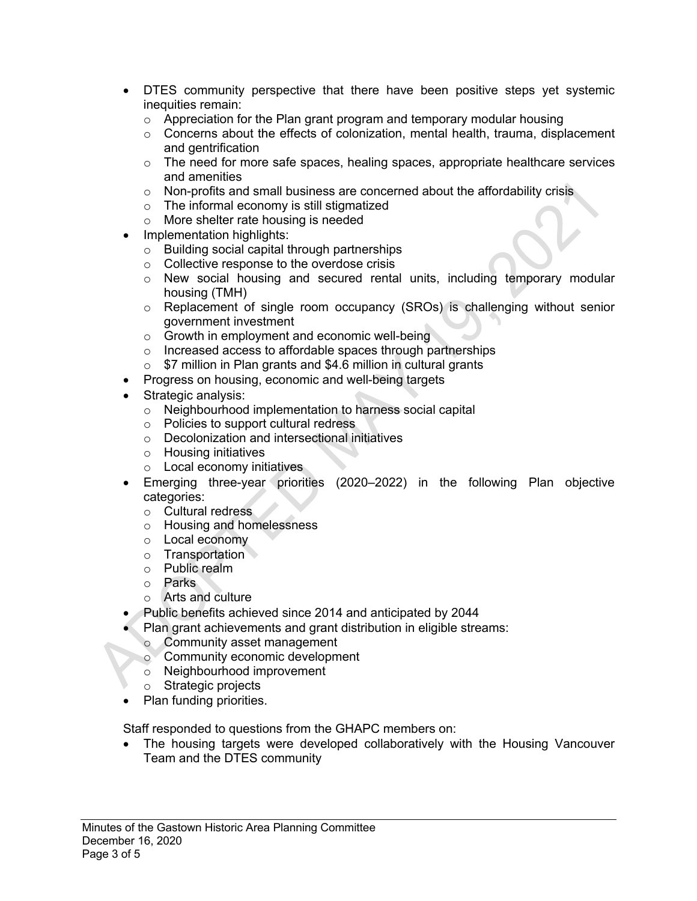- DTES community perspective that there have been positive steps yet systemic inequities remain:
  - Appreciation for the Plan grant program and temporary modular housing
  - Concerns about the effects of colonization, mental health, trauma, displacement and gentrification
  - The need for more safe spaces, healing spaces, appropriate healthcare services and amenities
  - Non-profits and small business are concerned about the affordability crisis
  - The informal economy is still stigmatized
  - More shelter rate housing is needed
- Implementation highlights:
  - Building social capital through partnerships
  - Collective response to the overdose crisis
  - New social housing and secured rental units, including temporary modular housing (TMH)
  - Replacement of single room occupancy (SROs) is challenging without senior government investment
  - Growth in employment and economic well-being
  - Increased access to affordable spaces through partnerships
  - $7 million in Plan grants and $4.6 million in cultural grants
- Progress on housing, economic and well-being targets
- Strategic analysis:
  - Neighbourhood implementation to harness social capital
  - Policies to support cultural redress
  - Decolonization and intersectional initiatives
  - Housing initiatives
  - Local economy initiatives
- Emerging three-year priorities (2020–2022) in the following Plan objective categories:
  - Cultural redress
  - Housing and homelessness
  - Local economy
  - Transportation
  - Public realm
  - Parks
  - Arts and culture
- Public benefits achieved since 2014 and anticipated by 2044
- Plan grant achievements and grant distribution in eligible streams:
  - Community asset management
  - Community economic development
  - Neighbourhood improvement
  - Strategic projects
- Plan funding priorities.

Staff responded to questions from the GHAPC members on:

- The housing targets were developed collaboratively with the Housing Vancouver Team and the DTES community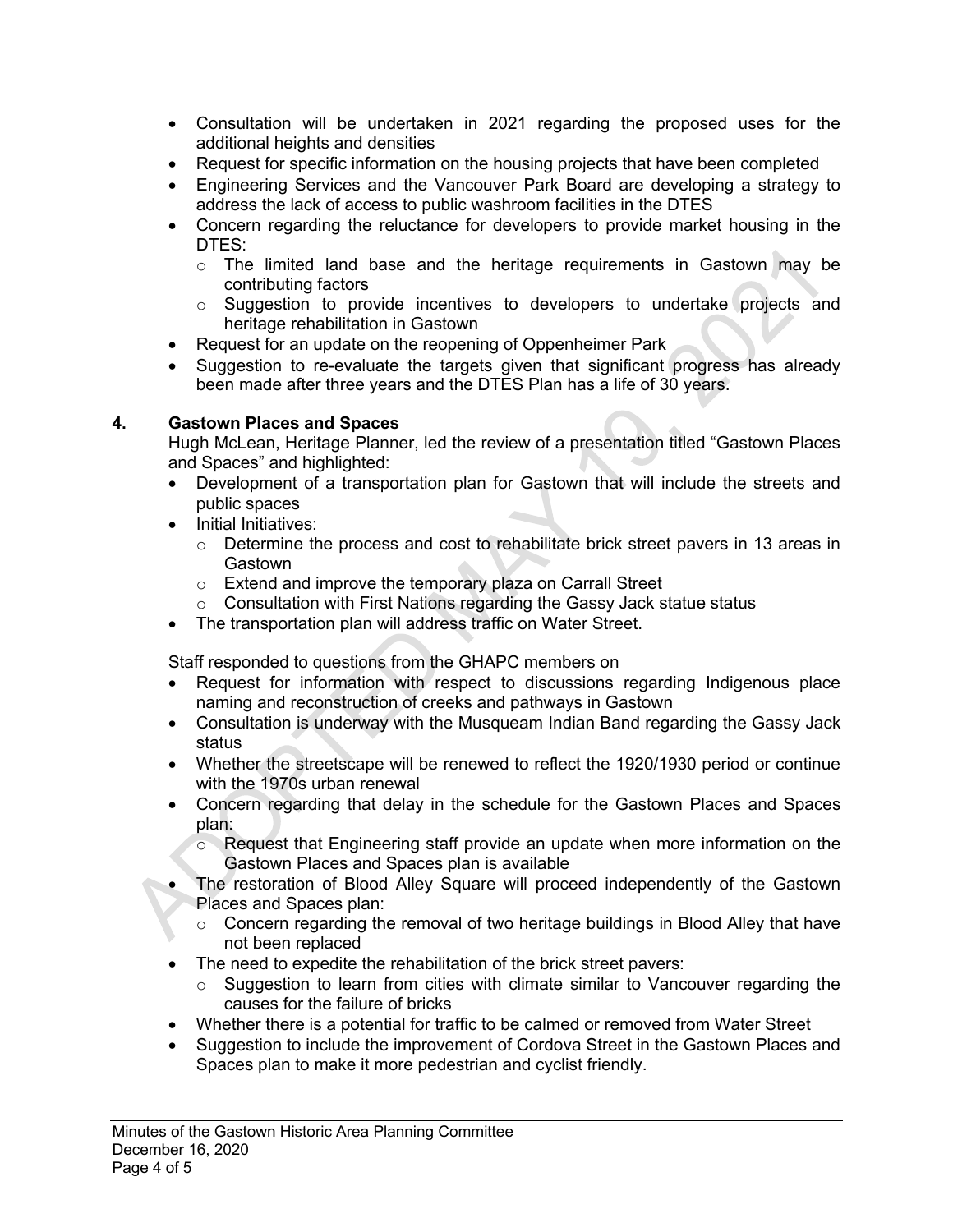- Consultation will be undertaken in 2021 regarding the proposed uses for the additional heights and densities
- Request for specific information on the housing projects that have been completed
- Engineering Services and the Vancouver Park Board are developing a strategy to address the lack of access to public washroom facilities in the DTES
- Concern regarding the reluctance for developers to provide market housing in the DTES:
  - The limited land base and the heritage requirements in Gastown may be contributing factors
  - Suggestion to provide incentives to developers to undertake projects and heritage rehabilitation in Gastown
- Request for an update on the reopening of Oppenheimer Park
- Suggestion to re-evaluate the targets given that significant progress has already been made after three years and the DTES Plan has a life of 30 years.

## 4. Gastown Places and Spaces

Hugh McLean, Heritage Planner, led the review of a presentation titled "Gastown Places and Spaces" and highlighted:

- Development of a transportation plan for Gastown that will include the streets and public spaces
- Initial Initiatives:
  - Determine the process and cost to rehabilitate brick street pavers in 13 areas in Gastown
  - Extend and improve the temporary plaza on Carrall Street
  - Consultation with First Nations regarding the Gassy Jack statue status
- The transportation plan will address traffic on Water Street.

Staff responded to questions from the GHAPC members on

- Request for information with respect to discussions regarding Indigenous place naming and reconstruction of creeks and pathways in Gastown
- Consultation is underway with the Musqueam Indian Band regarding the Gassy Jack status
- Whether the streetscape will be renewed to reflect the 1920/1930 period or continue with the 1970s urban renewal
- Concern regarding that delay in the schedule for the Gastown Places and Spaces plan:
  - Request that Engineering staff provide an update when more information on the Gastown Places and Spaces plan is available
- The restoration of Blood Alley Square will proceed independently of the Gastown Places and Spaces plan:
  - Concern regarding the removal of two heritage buildings in Blood Alley that have not been replaced
- The need to expedite the rehabilitation of the brick street pavers:
  - Suggestion to learn from cities with climate similar to Vancouver regarding the causes for the failure of bricks
- Whether there is a potential for traffic to be calmed or removed from Water Street
- Suggestion to include the improvement of Cordova Street in the Gastown Places and Spaces plan to make it more pedestrian and cyclist friendly.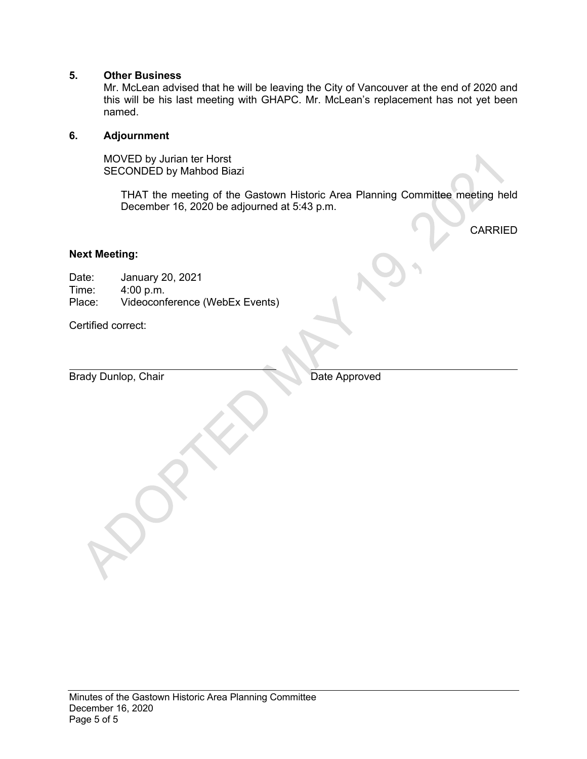## 5. Other Business

Mr. McLean advised that he will be leaving the City of Vancouver at the end of 2020 and this will be his last meeting with GHAPC. Mr. McLean's replacement has not yet been named.

## 6. Adjournment

MOVED by Jurian ter Horst
SECONDED by Mahbod Biazi

> THAT the meeting of the Gastown Historic Area Planning Committee meeting held December 16, 2020 be adjourned at 5:43 p.m.

CARRIED

**Next Meeting:**

Date: January 20, 2021
Time: 4:00 p.m.
Place: Videoconference (WebEx Events)

Certified correct:

Brady Dunlop, Chair

Date Approved

ADOPTED MAY 19, 2021